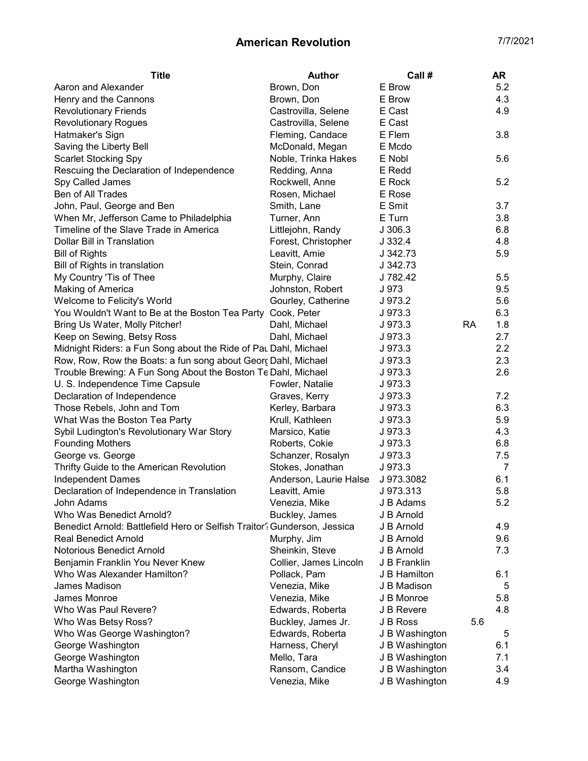# American Revolution

| Title | Author | Call # | | AR |
|---|---|---|---|---|
| Aaron and Alexander | Brown, Don | E Brow | | 5.2 |
| Henry and the Cannons | Brown, Don | E Brow | | 4.3 |
| Revolutionary Friends | Castrovilla, Selene | E Cast | | 4.9 |
| Revolutionary Rogues | Castrovilla, Selene | E Cast | | |
| Hatmaker's Sign | Fleming, Candace | E Flem | | 3.8 |
| Saving the Liberty Bell | McDonald, Megan | E Mcdo | | |
| Scarlet Stocking Spy | Noble, Trinka Hakes | E Nobl | | 5.6 |
| Rescuing the Declaration of Independence | Redding, Anna | E Redd | | |
| Spy Called James | Rockwell, Anne | E Rock | | 5.2 |
| Ben of All Trades | Rosen, Michael | E Rose | | |
| John, Paul, George and Ben | Smith, Lane | E Smit | | 3.7 |
| When Mr, Jefferson Came to Philadelphia | Turner, Ann | E Turn | | 3.8 |
| Timeline of the Slave Trade in America | Littlejohn, Randy | J 306.3 | | 6.8 |
| Dollar Bill in Translation | Forest, Christopher | J 332.4 | | 4.8 |
| Bill of Rights | Leavitt, Amie | J 342.73 | | 5.9 |
| Bill of Rights in translation | Stein, Conrad | J 342.73 | | |
| My Country 'Tis of Thee | Murphy, Claire | J 782.42 | | 5.5 |
| Making of America | Johnston, Robert | J 973 | | 9.5 |
| Welcome to Felicity's World | Gourley, Catherine | J 973.2 | | 5.6 |
| You Wouldn't Want to Be at the Boston Tea Party | Cook, Peter | J 973.3 | | 6.3 |
| Bring Us Water, Molly Pitcher! | Dahl, Michael | J 973.3 | RA | 1.8 |
| Keep on Sewing, Betsy Ross | Dahl, Michael | J 973.3 | | 2.7 |
| Midnight Riders: a Fun Song about the Ride of Pau | Dahl, Michael | J 973.3 | | 2.2 |
| Row, Row, Row the Boats: a fun song about Georg | Dahl, Michael | J 973.3 | | 2.3 |
| Trouble Brewing: A Fun Song About the Boston Te | Dahl, Michael | J 973.3 | | 2.6 |
| U. S. Independence Time Capsule | Fowler, Natalie | J 973.3 | | |
| Declaration of Independence | Graves, Kerry | J 973.3 | | 7.2 |
| Those Rebels, John and Tom | Kerley, Barbara | J 973.3 | | 6.3 |
| What Was the Boston Tea Party | Krull, Kathleen | J 973.3 | | 5.9 |
| Sybil Ludington's Revolutionary War Story | Marsico, Katie | J 973.3 | | 4.3 |
| Founding Mothers | Roberts, Cokie | J 973.3 | | 6.8 |
| George vs. George | Schanzer, Rosalyn | J 973.3 | | 7.5 |
| Thrifty Guide to the American Revolution | Stokes, Jonathan | J 973.3 | | 7 |
| Independent Dames | Anderson, Laurie Halse | J 973.3082 | | 6.1 |
| Declaration of Independence in Translation | Leavitt, Amie | J 973.313 | | 5.8 |
| John Adams | Venezia, Mike | J B Adams | | 5.2 |
| Who Was Benedict Arnold? | Buckley, James | J B Arnold | | |
| Benedict Arnold: Battlefield Hero or Selfish Traitor? | Gunderson, Jessica | J B Arnold | | 4.9 |
| Real Benedict Arnold | Murphy, Jim | J B Arnold | | 9.6 |
| Notorious Benedict Arnold | Sheinkin, Steve | J B Arnold | | 7.3 |
| Benjamin Franklin You Never Knew | Collier, James Lincoln | J B Franklin | | |
| Who Was Alexander Hamilton? | Pollack, Pam | J B Hamilton | | 6.1 |
| James Madison | Venezia, Mike | J B Madison | | 5 |
| James Monroe | Venezia, Mike | J B Monroe | | 5.8 |
| Who Was Paul Revere? | Edwards, Roberta | J B Revere | | 4.8 |
| Who Was Betsy Ross? | Buckley, James Jr. | J B Ross | 5.6 | |
| Who Was George Washington? | Edwards, Roberta | J B Washington | | 5 |
| George Washington | Harness, Cheryl | J B Washington | | 6.1 |
| George Washington | Mello, Tara | J B Washington | | 7.1 |
| Martha Washington | Ransom, Candice | J B Washington | | 3.4 |
| George Washington | Venezia, Mike | J B Washington | | 4.9 |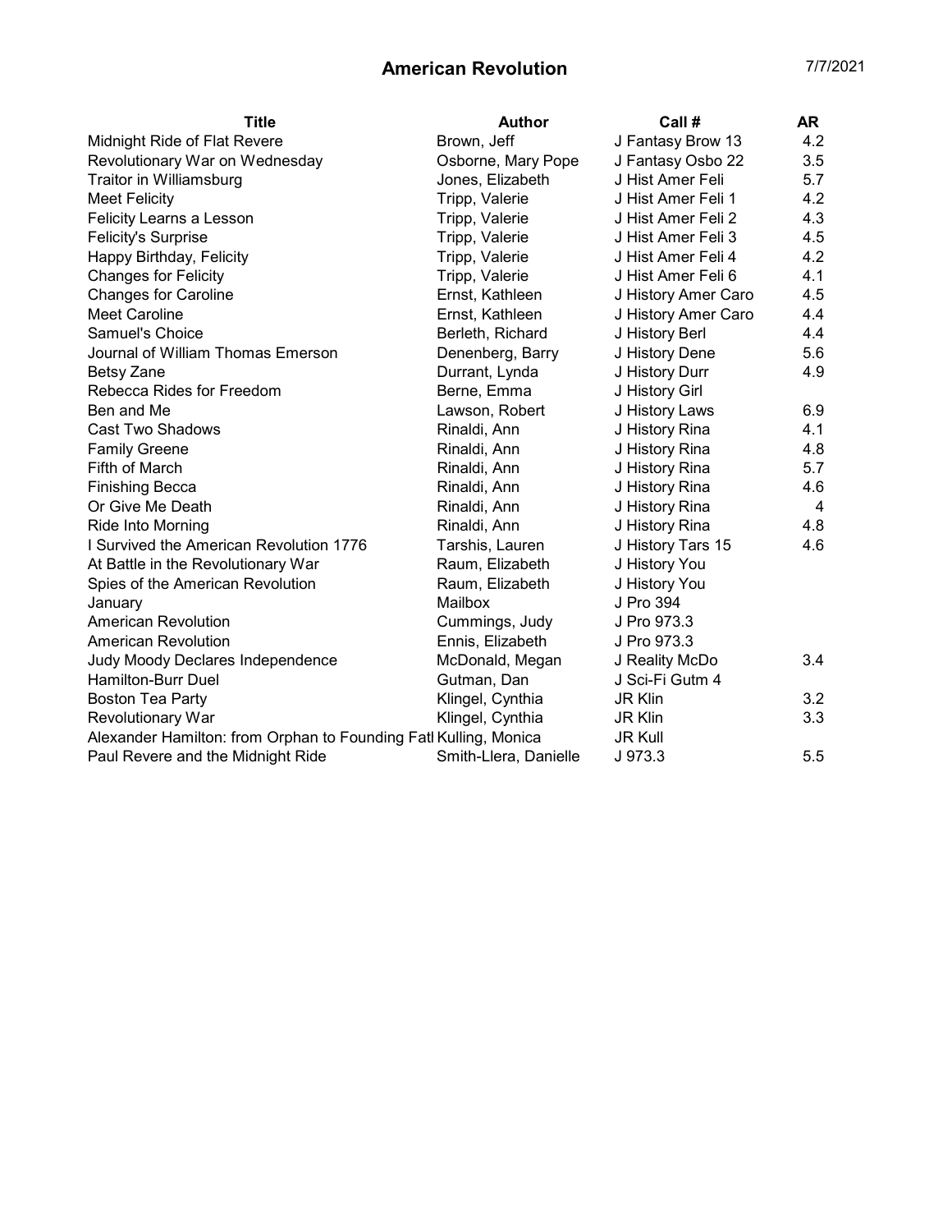# American Revolution

7/7/2021

| Title | Author | Call # | AR |
|---|---|---|---|
| Midnight Ride of Flat Revere | Brown, Jeff | J Fantasy Brow 13 | 4.2 |
| Revolutionary War on Wednesday | Osborne, Mary Pope | J Fantasy Osbo 22 | 3.5 |
| Traitor in Williamsburg | Jones, Elizabeth | J Hist Amer Feli | 5.7 |
| Meet Felicity | Tripp, Valerie | J Hist Amer Feli 1 | 4.2 |
| Felicity Learns a Lesson | Tripp, Valerie | J Hist Amer Feli 2 | 4.3 |
| Felicity's Surprise | Tripp, Valerie | J Hist Amer Feli 3 | 4.5 |
| Happy Birthday, Felicity | Tripp, Valerie | J Hist Amer Feli 4 | 4.2 |
| Changes for Felicity | Tripp, Valerie | J Hist Amer Feli 6 | 4.1 |
| Changes for Caroline | Ernst, Kathleen | J History Amer Caro | 4.5 |
| Meet Caroline | Ernst, Kathleen | J History Amer Caro | 4.4 |
| Samuel's Choice | Berleth, Richard | J History Berl | 4.4 |
| Journal of William Thomas Emerson | Denenberg, Barry | J History Dene | 5.6 |
| Betsy Zane | Durrant, Lynda | J History Durr | 4.9 |
| Rebecca Rides for Freedom | Berne, Emma | J History Girl | |
| Ben and Me | Lawson, Robert | J History Laws | 6.9 |
| Cast Two Shadows | Rinaldi, Ann | J History Rina | 4.1 |
| Family Greene | Rinaldi, Ann | J History Rina | 4.8 |
| Fifth of March | Rinaldi, Ann | J History Rina | 5.7 |
| Finishing Becca | Rinaldi, Ann | J History Rina | 4.6 |
| Or Give Me Death | Rinaldi, Ann | J History Rina | 4 |
| Ride Into Morning | Rinaldi, Ann | J History Rina | 4.8 |
| I Survived the American Revolution 1776 | Tarshis, Lauren | J History Tars 15 | 4.6 |
| At Battle in the Revolutionary War | Raum, Elizabeth | J History You | |
| Spies of the American Revolution | Raum, Elizabeth | J History You | |
| January | Mailbox | J Pro 394 | |
| American Revolution | Cummings, Judy | J Pro 973.3 | |
| American Revolution | Ennis, Elizabeth | J Pro 973.3 | |
| Judy Moody Declares Independence | McDonald, Megan | J Reality McDo | 3.4 |
| Hamilton-Burr Duel | Gutman, Dan | J Sci-Fi Gutm 4 | |
| Boston Tea Party | Klingel, Cynthia | JR Klin | 3.2 |
| Revolutionary War | Klingel, Cynthia | JR Klin | 3.3 |
| Alexander Hamilton: from Orphan to Founding Fatl | Kulling, Monica | JR Kull | |
| Paul Revere and the Midnight Ride | Smith-Llera, Danielle | J 973.3 | 5.5 |